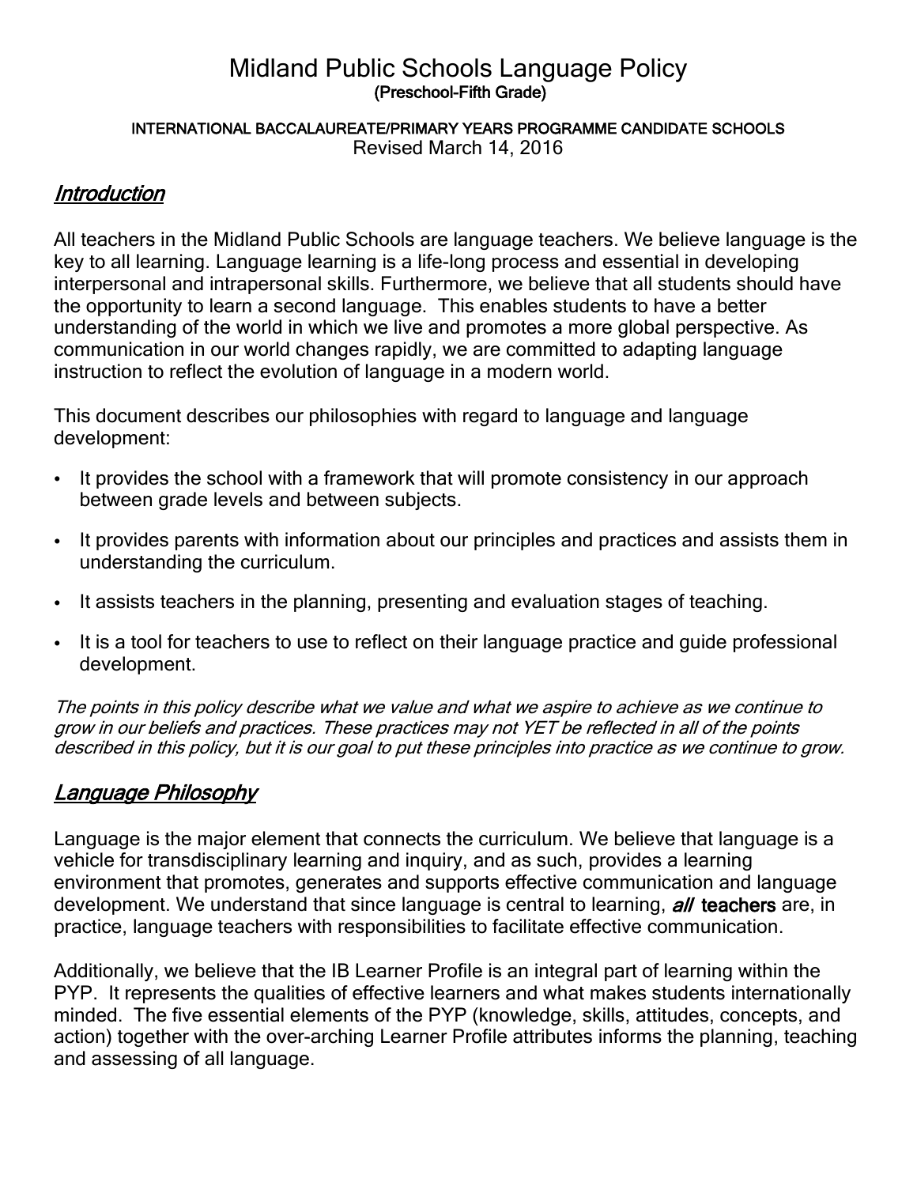# Midland Public Schools Language Policy

**(Preschool-Fifth Grade)**

**INTERNATIONAL BACCALAUREATE/PRIMARY YEARS PROGRAMME CANDIDATE SCHOOLS**

Revised March 14, 2016

## *Introduction*

All teachers in the Midland Public Schools are language teachers. We believe language is the key to all learning. Language learning is a life-long process and essential in developing interpersonal and intrapersonal skills. Furthermore, we believe that all students should have the opportunity to learn a second language. This enables students to have a better understanding of the world in which we live and promotes a more global perspective. As communication in our world changes rapidly, we are committed to adapting language instruction to reflect the evolution of language in a modern world.

This document describes our philosophies with regard to language and language development:

- It provides the school with a framework that will promote consistency in our approach between grade levels and between subjects.
- It provides parents with information about our principles and practices and assists them in understanding the curriculum.
- It assists teachers in the planning, presenting and evaluation stages of teaching.
- It is a tool for teachers to use to reflect on their language practice and guide professional development.

*The points in this policy describe what we value and what we aspire to achieve as we continue to grow in our beliefs and practices. These practices may not YET be reflected in all of the points described in this policy, but it is our goal to put these principles into practice as we continue to grow.*

## *Language Philosophy*

Language is the major element that connects the curriculum. We believe that language is a vehicle for transdisciplinary learning and inquiry, and as such, provides a learning environment that promotes, generates and supports effective communication and language development. We understand that since language is central to learning, ***all* teachers** are, in practice, language teachers with responsibilities to facilitate effective communication.

Additionally, we believe that the IB Learner Profile is an integral part of learning within the PYP. It represents the qualities of effective learners and what makes students internationally minded. The five essential elements of the PYP (knowledge, skills, attitudes, concepts, and action) together with the over-arching Learner Profile attributes informs the planning, teaching and assessing of all language.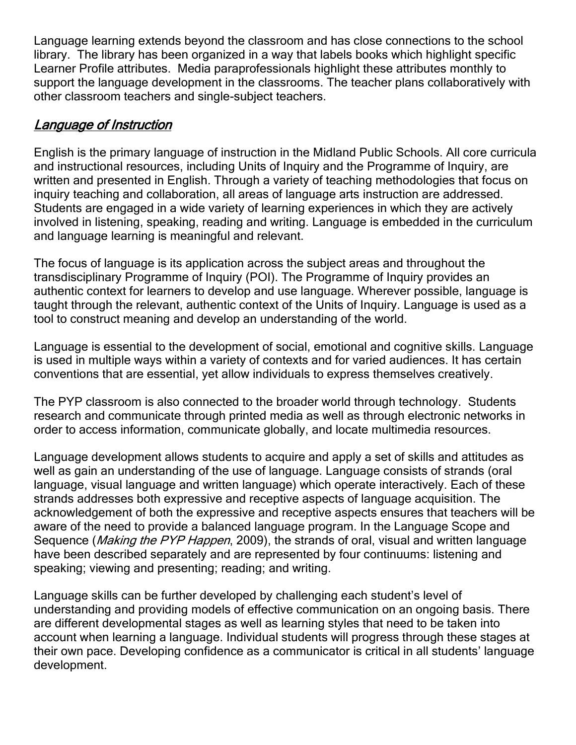Language learning extends beyond the classroom and has close connections to the school library. The library has been organized in a way that labels books which highlight specific Learner Profile attributes. Media paraprofessionals highlight these attributes monthly to support the language development in the classrooms. The teacher plans collaboratively with other classroom teachers and single-subject teachers.

## *Language of Instruction*

English is the primary language of instruction in the Midland Public Schools. All core curricula and instructional resources, including Units of Inquiry and the Programme of Inquiry, are written and presented in English. Through a variety of teaching methodologies that focus on inquiry teaching and collaboration, all areas of language arts instruction are addressed. Students are engaged in a wide variety of learning experiences in which they are actively involved in listening, speaking, reading and writing. Language is embedded in the curriculum and language learning is meaningful and relevant.

The focus of language is its application across the subject areas and throughout the transdisciplinary Programme of Inquiry (POI). The Programme of Inquiry provides an authentic context for learners to develop and use language. Wherever possible, language is taught through the relevant, authentic context of the Units of Inquiry. Language is used as a tool to construct meaning and develop an understanding of the world.

Language is essential to the development of social, emotional and cognitive skills. Language is used in multiple ways within a variety of contexts and for varied audiences. It has certain conventions that are essential, yet allow individuals to express themselves creatively.

The PYP classroom is also connected to the broader world through technology. Students research and communicate through printed media as well as through electronic networks in order to access information, communicate globally, and locate multimedia resources.

Language development allows students to acquire and apply a set of skills and attitudes as well as gain an understanding of the use of language. Language consists of strands (oral language, visual language and written language) which operate interactively. Each of these strands addresses both expressive and receptive aspects of language acquisition. The acknowledgement of both the expressive and receptive aspects ensures that teachers will be aware of the need to provide a balanced language program. In the Language Scope and Sequence (*Making the PYP Happen*, 2009), the strands of oral, visual and written language have been described separately and are represented by four continuums: listening and speaking; viewing and presenting; reading; and writing.

Language skills can be further developed by challenging each student's level of understanding and providing models of effective communication on an ongoing basis. There are different developmental stages as well as learning styles that need to be taken into account when learning a language. Individual students will progress through these stages at their own pace. Developing confidence as a communicator is critical in all students' language development.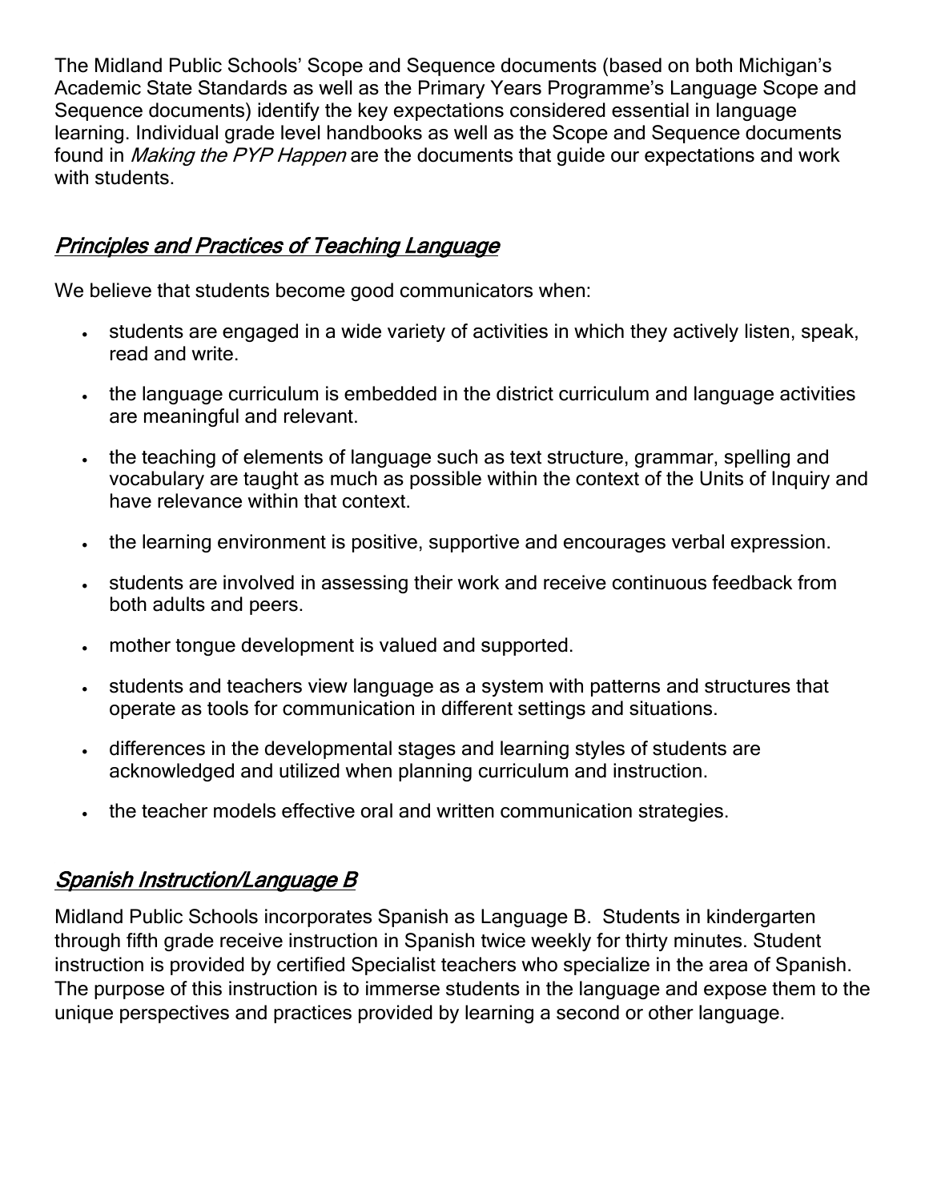The Midland Public Schools' Scope and Sequence documents (based on both Michigan's Academic State Standards as well as the Primary Years Programme's Language Scope and Sequence documents) identify the key expectations considered essential in language learning. Individual grade level handbooks as well as the Scope and Sequence documents found in *Making the PYP Happen* are the documents that guide our expectations and work with students.

## *Principles and Practices of Teaching Language*

We believe that students become good communicators when:

- students are engaged in a wide variety of activities in which they actively listen, speak, read and write.
- the language curriculum is embedded in the district curriculum and language activities are meaningful and relevant.
- the teaching of elements of language such as text structure, grammar, spelling and vocabulary are taught as much as possible within the context of the Units of Inquiry and have relevance within that context.
- the learning environment is positive, supportive and encourages verbal expression.
- students are involved in assessing their work and receive continuous feedback from both adults and peers.
- mother tongue development is valued and supported.
- students and teachers view language as a system with patterns and structures that operate as tools for communication in different settings and situations.
- differences in the developmental stages and learning styles of students are acknowledged and utilized when planning curriculum and instruction.
- the teacher models effective oral and written communication strategies.

## *Spanish Instruction/Language B*

Midland Public Schools incorporates Spanish as Language B. Students in kindergarten through fifth grade receive instruction in Spanish twice weekly for thirty minutes. Student instruction is provided by certified Specialist teachers who specialize in the area of Spanish. The purpose of this instruction is to immerse students in the language and expose them to the unique perspectives and practices provided by learning a second or other language.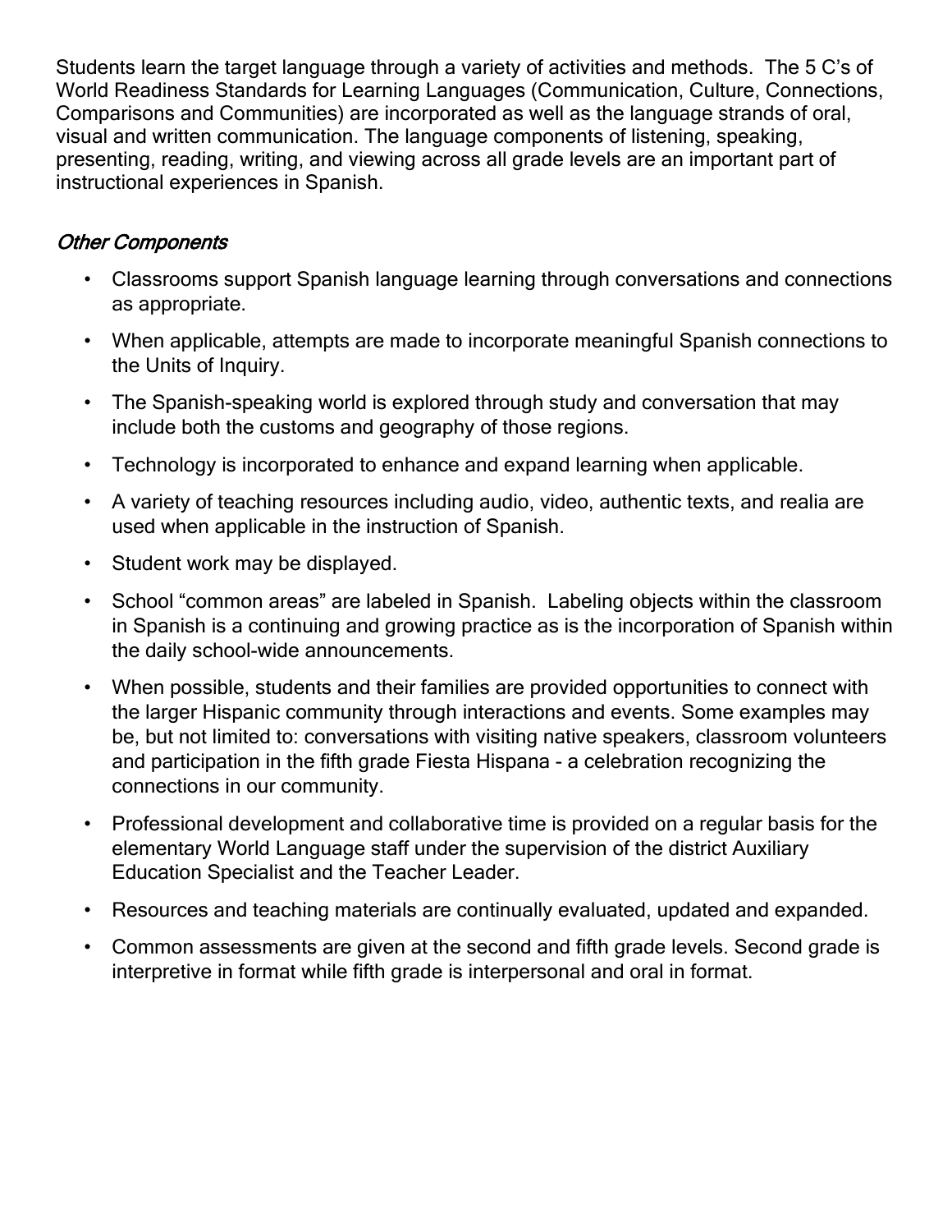Students learn the target language through a variety of activities and methods. The 5 C's of World Readiness Standards for Learning Languages (Communication, Culture, Connections, Comparisons and Communities) are incorporated as well as the language strands of oral, visual and written communication. The language components of listening, speaking, presenting, reading, writing, and viewing across all grade levels are an important part of instructional experiences in Spanish.

### *Other Components*

- Classrooms support Spanish language learning through conversations and connections as appropriate.
- When applicable, attempts are made to incorporate meaningful Spanish connections to the Units of Inquiry.
- The Spanish-speaking world is explored through study and conversation that may include both the customs and geography of those regions.
- Technology is incorporated to enhance and expand learning when applicable.
- A variety of teaching resources including audio, video, authentic texts, and realia are used when applicable in the instruction of Spanish.
- Student work may be displayed.
- School "common areas" are labeled in Spanish. Labeling objects within the classroom in Spanish is a continuing and growing practice as is the incorporation of Spanish within the daily school-wide announcements.
- When possible, students and their families are provided opportunities to connect with the larger Hispanic community through interactions and events. Some examples may be, but not limited to: conversations with visiting native speakers, classroom volunteers and participation in the fifth grade Fiesta Hispana - a celebration recognizing the connections in our community.
- Professional development and collaborative time is provided on a regular basis for the elementary World Language staff under the supervision of the district Auxiliary Education Specialist and the Teacher Leader.
- Resources and teaching materials are continually evaluated, updated and expanded.
- Common assessments are given at the second and fifth grade levels. Second grade is interpretive in format while fifth grade is interpersonal and oral in format.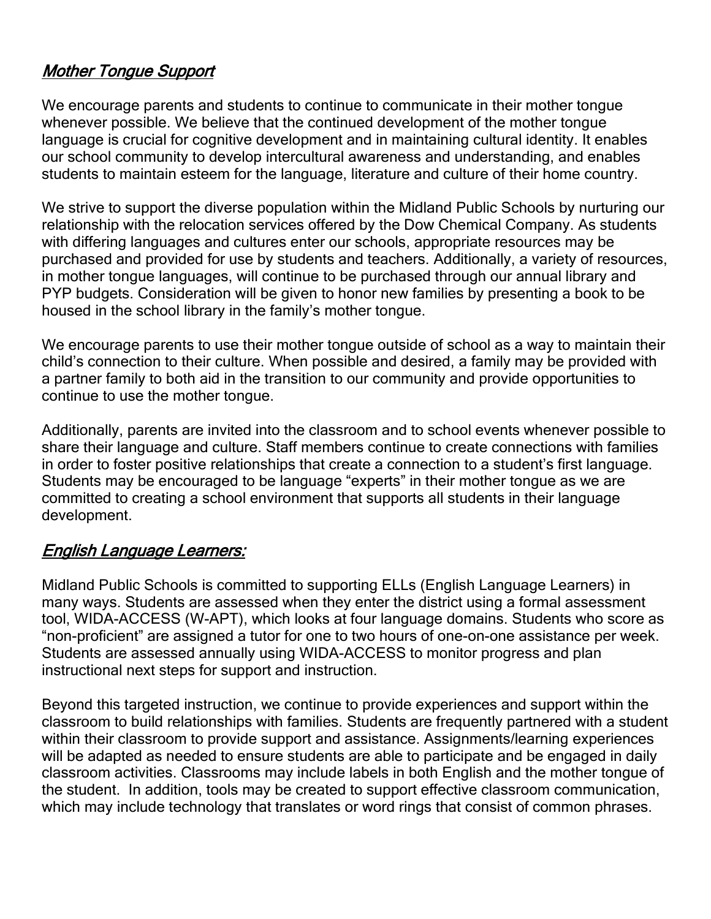## *Mother Tongue Support*

We encourage parents and students to continue to communicate in their mother tongue whenever possible. We believe that the continued development of the mother tongue language is crucial for cognitive development and in maintaining cultural identity. It enables our school community to develop intercultural awareness and understanding, and enables students to maintain esteem for the language, literature and culture of their home country.

We strive to support the diverse population within the Midland Public Schools by nurturing our relationship with the relocation services offered by the Dow Chemical Company. As students with differing languages and cultures enter our schools, appropriate resources may be purchased and provided for use by students and teachers. Additionally, a variety of resources, in mother tongue languages, will continue to be purchased through our annual library and PYP budgets. Consideration will be given to honor new families by presenting a book to be housed in the school library in the family's mother tongue.

We encourage parents to use their mother tongue outside of school as a way to maintain their child's connection to their culture. When possible and desired, a family may be provided with a partner family to both aid in the transition to our community and provide opportunities to continue to use the mother tongue.

Additionally, parents are invited into the classroom and to school events whenever possible to share their language and culture. Staff members continue to create connections with families in order to foster positive relationships that create a connection to a student's first language. Students may be encouraged to be language "experts" in their mother tongue as we are committed to creating a school environment that supports all students in their language development.

## *English Language Learners:*

Midland Public Schools is committed to supporting ELLs (English Language Learners) in many ways. Students are assessed when they enter the district using a formal assessment tool, WIDA-ACCESS (W-APT), which looks at four language domains. Students who score as "non-proficient" are assigned a tutor for one to two hours of one-on-one assistance per week. Students are assessed annually using WIDA-ACCESS to monitor progress and plan instructional next steps for support and instruction.

Beyond this targeted instruction, we continue to provide experiences and support within the classroom to build relationships with families. Students are frequently partnered with a student within their classroom to provide support and assistance. Assignments/learning experiences will be adapted as needed to ensure students are able to participate and be engaged in daily classroom activities. Classrooms may include labels in both English and the mother tongue of the student. In addition, tools may be created to support effective classroom communication, which may include technology that translates or word rings that consist of common phrases.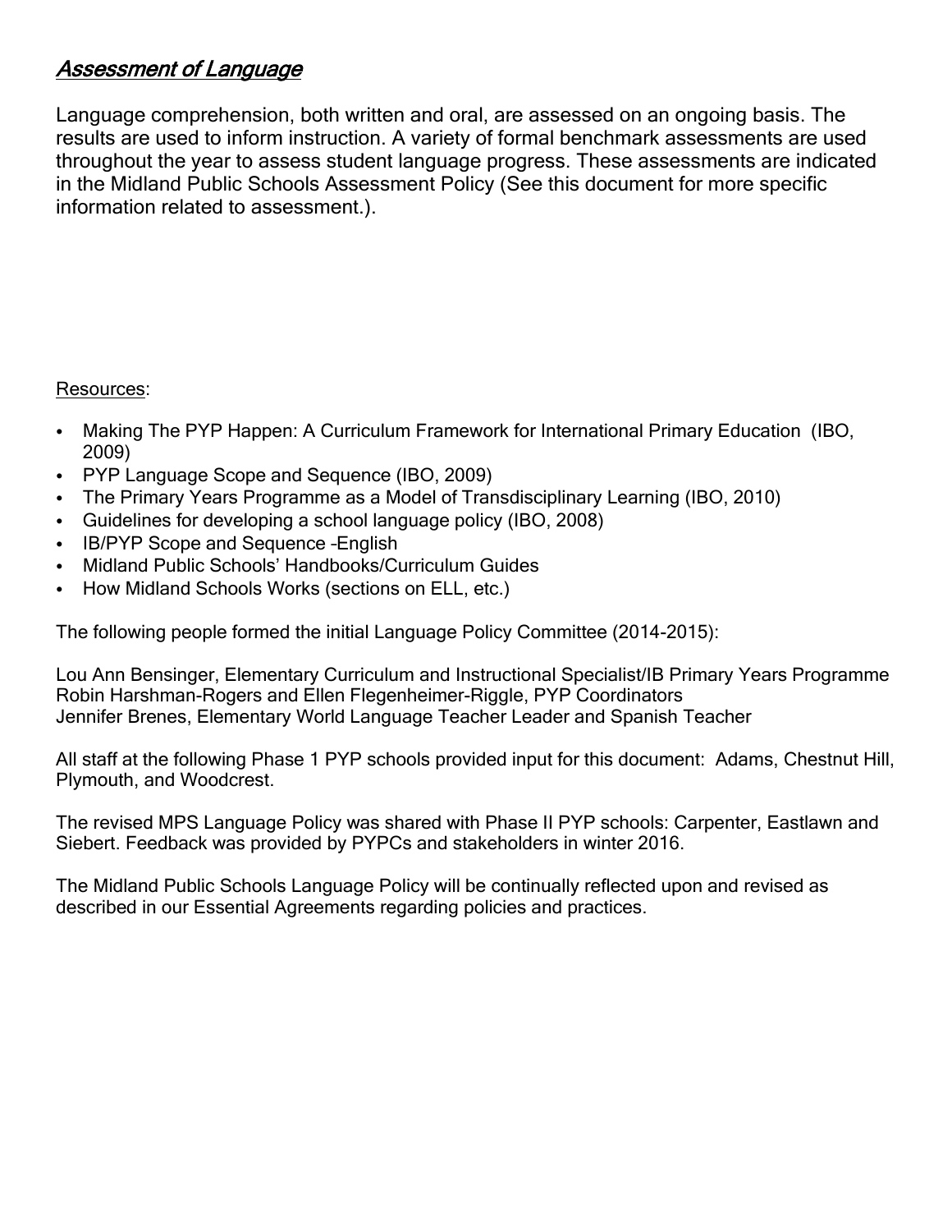## *Assessment of Language*

Language comprehension, both written and oral, are assessed on an ongoing basis. The results are used to inform instruction. A variety of formal benchmark assessments are used throughout the year to assess student language progress. These assessments are indicated in the Midland Public Schools Assessment Policy (See this document for more specific information related to assessment.).

Resources:

- Making The PYP Happen: A Curriculum Framework for International Primary Education (IBO, 2009)
- PYP Language Scope and Sequence (IBO, 2009)
- The Primary Years Programme as a Model of Transdisciplinary Learning (IBO, 2010)
- Guidelines for developing a school language policy (IBO, 2008)
- IB/PYP Scope and Sequence –English
- Midland Public Schools' Handbooks/Curriculum Guides
- How Midland Schools Works (sections on ELL, etc.)

The following people formed the initial Language Policy Committee (2014-2015):

Lou Ann Bensinger, Elementary Curriculum and Instructional Specialist/IB Primary Years Programme
Robin Harshman-Rogers and Ellen Flegenheimer-Riggle, PYP Coordinators
Jennifer Brenes, Elementary World Language Teacher Leader and Spanish Teacher

All staff at the following Phase 1 PYP schools provided input for this document: Adams, Chestnut Hill, Plymouth, and Woodcrest.

The revised MPS Language Policy was shared with Phase II PYP schools: Carpenter, Eastlawn and Siebert. Feedback was provided by PYPCs and stakeholders in winter 2016.

The Midland Public Schools Language Policy will be continually reflected upon and revised as described in our Essential Agreements regarding policies and practices.